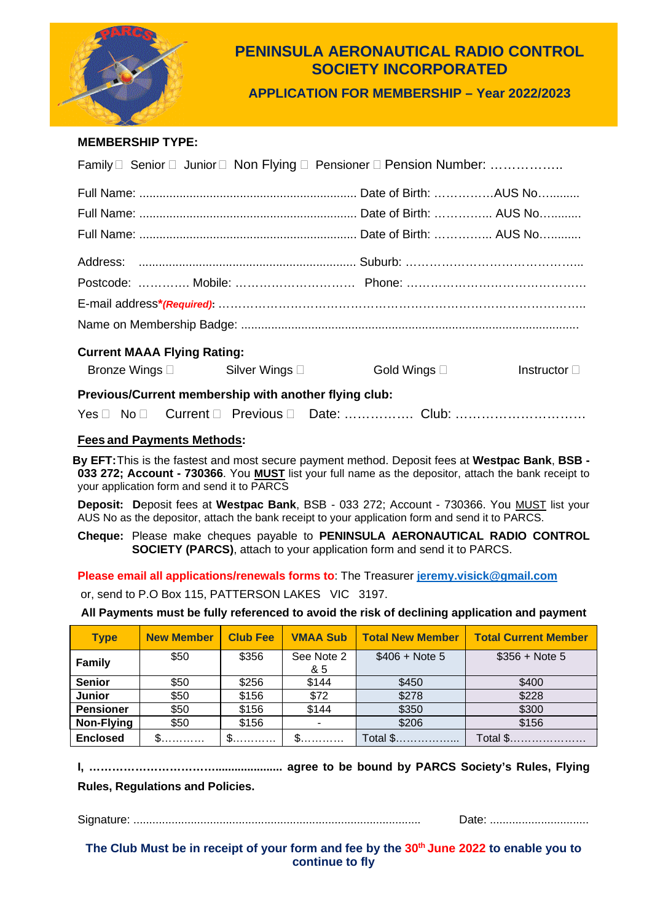# PENINSULA AERONAUTICAL RADIO CONTROL SOCIETY INCORPORATED

## APPLICATION FOR MEMBERSHIP – Year 2022/2023

**MEMBERSHIP TYPE:**

Family ☐ Senior ☐ Junior ☐ Non Flying ☐ Pensioner ☐ Pension Number: ……………..

Full Name: ................................................................. Date of Birth: ……………AUS No….........

Full Name: ................................................................. Date of Birth: ………….. AUS No…..........

Full Name: ................................................................. Date of Birth: ………….. AUS No…..........

Address: ................................................................. Suburb: ………………………………………...

Postcode: …………. Mobile: ………………………… Phone: …………………………………….

E-mail address***(Required)**: ………………………………………………………………………………..

Name on Membership Badge: .....................................................................................................

**Current MAAA Flying Rating:**

Bronze Wings ☐ Silver Wings ☐ Gold Wings ☐ Instructor ☐

**Previous/Current membership with another flying club:**

Yes ☐ No ☐ Current ☐ Previous ☐ Date: ……………. Club: …………………………

**Fees and Payments Methods:**

**By EFT:** This is the fastest and most secure payment method. Deposit fees at **Westpac Bank**, **BSB - 033 272; Account - 730366**. You **MUST** list your full name as the depositor, attach the bank receipt to your application form and send it to PARCS

**Deposit:** **D**eposit fees at **Westpac Bank**, BSB - 033 272; Account - 730366. You MUST list your AUS No as the depositor, attach the bank receipt to your application form and send it to PARCS.

**Cheque:** Please make cheques payable to **PENINSULA AERONAUTICAL RADIO CONTROL SOCIETY (PARCS)**, attach to your application form and send it to PARCS.

**Please email all applications/renewals forms to**: The Treasurer jeremy.visick@gmail.com

or, send to P.O Box 115, PATTERSON LAKES VIC 3197.

**All Payments must be fully referenced to avoid the risk of declining application and payment**

| Type | New Member | Club Fee | VMAA Sub | Total New Member | Total Current Member |
|---|---|---|---|---|---|
| **Family** | $50 | $356 | See Note 2 & 5 | $406 + Note 5 | $356 + Note 5 |
| **Senior** | $50 | $256 | $144 | $450 | $400 |
| **Junior** | $50 | $156 | $72 | $278 | $228 |
| **Pensioner** | $50 | $156 | $144 | $350 | $300 |
| **Non-Flying** | $50 | $156 | - | $206 | $156 |
| **Enclosed** | $………… | $………… | $………… | Total $……………... | Total $………………… |

**I, ……………………………..................... agree to be bound by PARCS Society's Rules, Flying Rules, Regulations and Policies.**

Signature: ......................................................................................... Date: ...............................

**The Club Must be in receipt of your form and fee by the 30th June 2022 to enable you to continue to fly**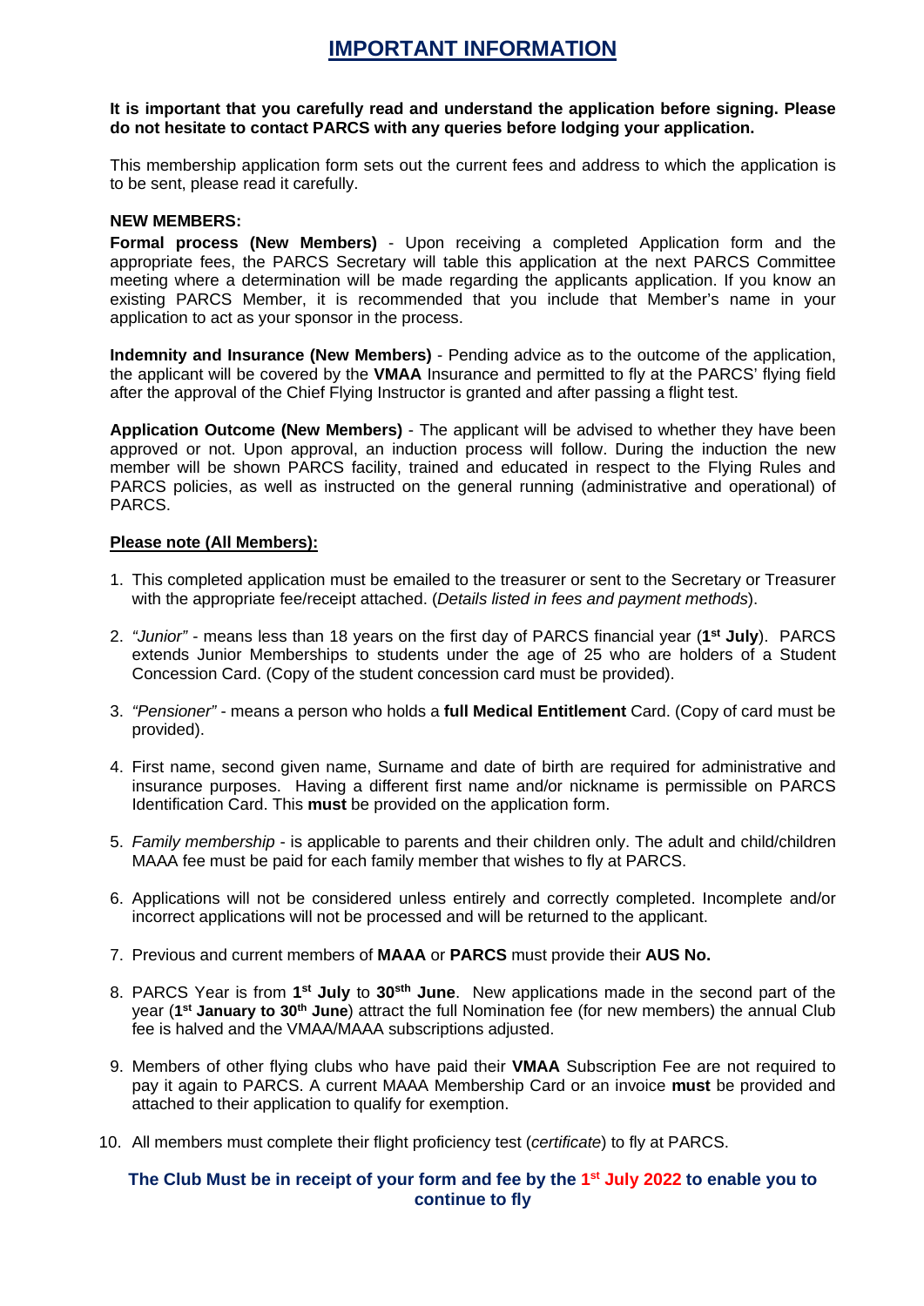# IMPORTANT INFORMATION

**It is important that you carefully read and understand the application before signing. Please do not hesitate to contact PARCS with any queries before lodging your application.**

This membership application form sets out the current fees and address to which the application is to be sent, please read it carefully.

**NEW MEMBERS:**

**Formal process (New Members)** - Upon receiving a completed Application form and the appropriate fees, the PARCS Secretary will table this application at the next PARCS Committee meeting where a determination will be made regarding the applicants application. If you know an existing PARCS Member, it is recommended that you include that Member's name in your application to act as your sponsor in the process.

**Indemnity and Insurance (New Members)** - Pending advice as to the outcome of the application, the applicant will be covered by the **VMAA** Insurance and permitted to fly at the PARCS' flying field after the approval of the Chief Flying Instructor is granted and after passing a flight test.

**Application Outcome (New Members)** - The applicant will be advised to whether they have been approved or not. Upon approval, an induction process will follow. During the induction the new member will be shown PARCS facility, trained and educated in respect to the Flying Rules and PARCS policies, as well as instructed on the general running (administrative and operational) of PARCS.

**Please note (All Members):**

1. This completed application must be emailed to the treasurer or sent to the Secretary or Treasurer with the appropriate fee/receipt attached. (*Details listed in fees and payment methods*).
2. *"Junior"* - means less than 18 years on the first day of PARCS financial year (**1st July**). PARCS extends Junior Memberships to students under the age of 25 who are holders of a Student Concession Card. (Copy of the student concession card must be provided).
3. *"Pensioner"* - means a person who holds a **full Medical Entitlement** Card. (Copy of card must be provided).
4. First name, second given name, Surname and date of birth are required for administrative and insurance purposes. Having a different first name and/or nickname is permissible on PARCS Identification Card. This **must** be provided on the application form.
5. *Family membership* - is applicable to parents and their children only. The adult and child/children MAAA fee must be paid for each family member that wishes to fly at PARCS.
6. Applications will not be considered unless entirely and correctly completed. Incomplete and/or incorrect applications will not be processed and will be returned to the applicant.
7. Previous and current members of **MAAA** or **PARCS** must provide their **AUS No.**
8. PARCS Year is from **1st July** to **30sth June**. New applications made in the second part of the year (**1st January to 30th June**) attract the full Nomination fee (for new members) the annual Club fee is halved and the VMAA/MAAA subscriptions adjusted.
9. Members of other flying clubs who have paid their **VMAA** Subscription Fee are not required to pay it again to PARCS. A current MAAA Membership Card or an invoice **must** be provided and attached to their application to qualify for exemption.
10. All members must complete their flight proficiency test (*certificate*) to fly at PARCS.

**The Club Must be in receipt of your form and fee by the 1st July 2022 to enable you to continue to fly**